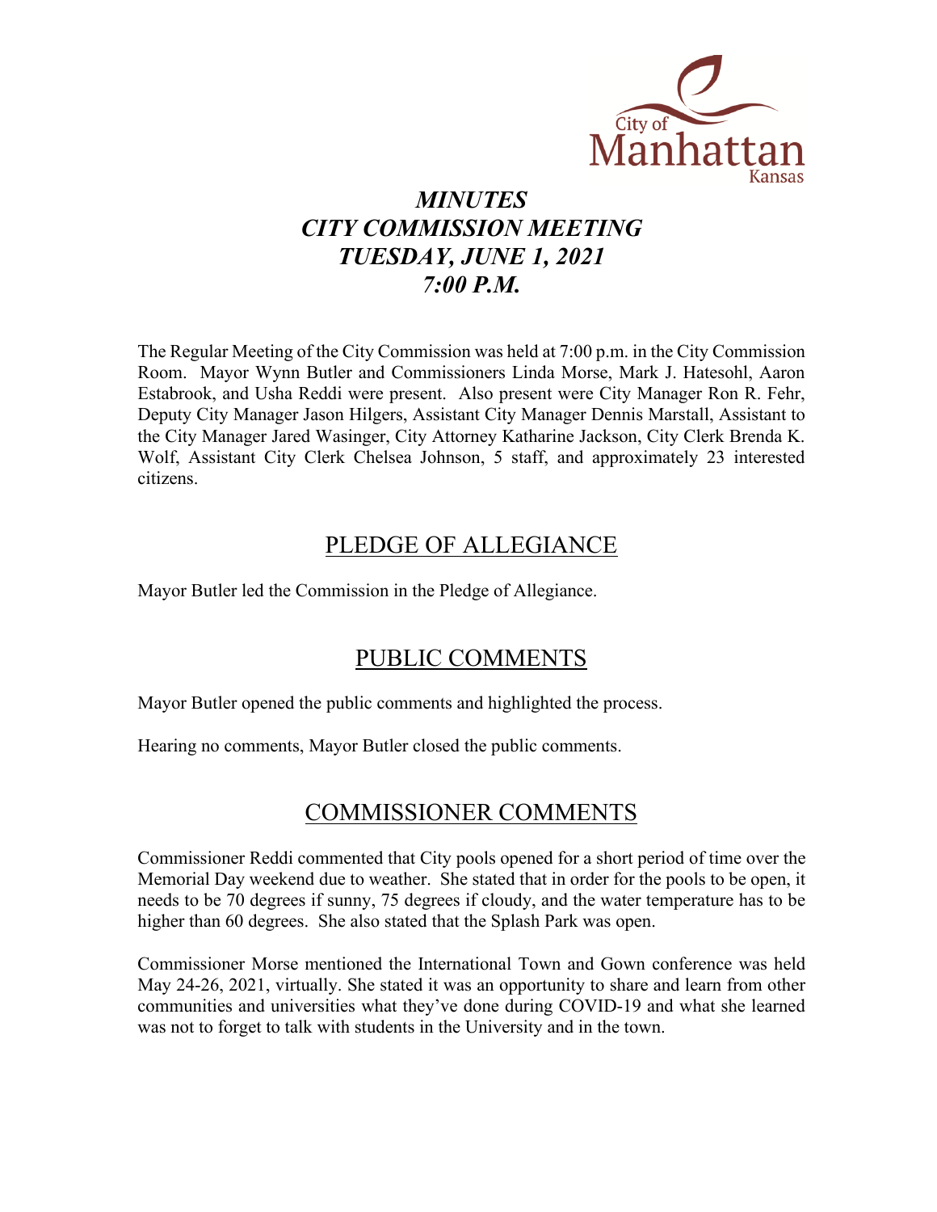# *MINUTES*
# *CITY COMMISSION MEETING*
# *TUESDAY, JUNE 1, 2021*
# *7:00 P.M.*

The Regular Meeting of the City Commission was held at 7:00 p.m. in the City Commission Room. Mayor Wynn Butler and Commissioners Linda Morse, Mark J. Hatesohl, Aaron Estabrook, and Usha Reddi were present. Also present were City Manager Ron R. Fehr, Deputy City Manager Jason Hilgers, Assistant City Manager Dennis Marstall, Assistant to the City Manager Jared Wasinger, City Attorney Katharine Jackson, City Clerk Brenda K. Wolf, Assistant City Clerk Chelsea Johnson, 5 staff, and approximately 23 interested citizens.

## PLEDGE OF ALLEGIANCE

Mayor Butler led the Commission in the Pledge of Allegiance.

## PUBLIC COMMENTS

Mayor Butler opened the public comments and highlighted the process.

Hearing no comments, Mayor Butler closed the public comments.

## COMMISSIONER COMMENTS

Commissioner Reddi commented that City pools opened for a short period of time over the Memorial Day weekend due to weather. She stated that in order for the pools to be open, it needs to be 70 degrees if sunny, 75 degrees if cloudy, and the water temperature has to be higher than 60 degrees. She also stated that the Splash Park was open.

Commissioner Morse mentioned the International Town and Gown conference was held May 24-26, 2021, virtually. She stated it was an opportunity to share and learn from other communities and universities what they've done during COVID-19 and what she learned was not to forget to talk with students in the University and in the town.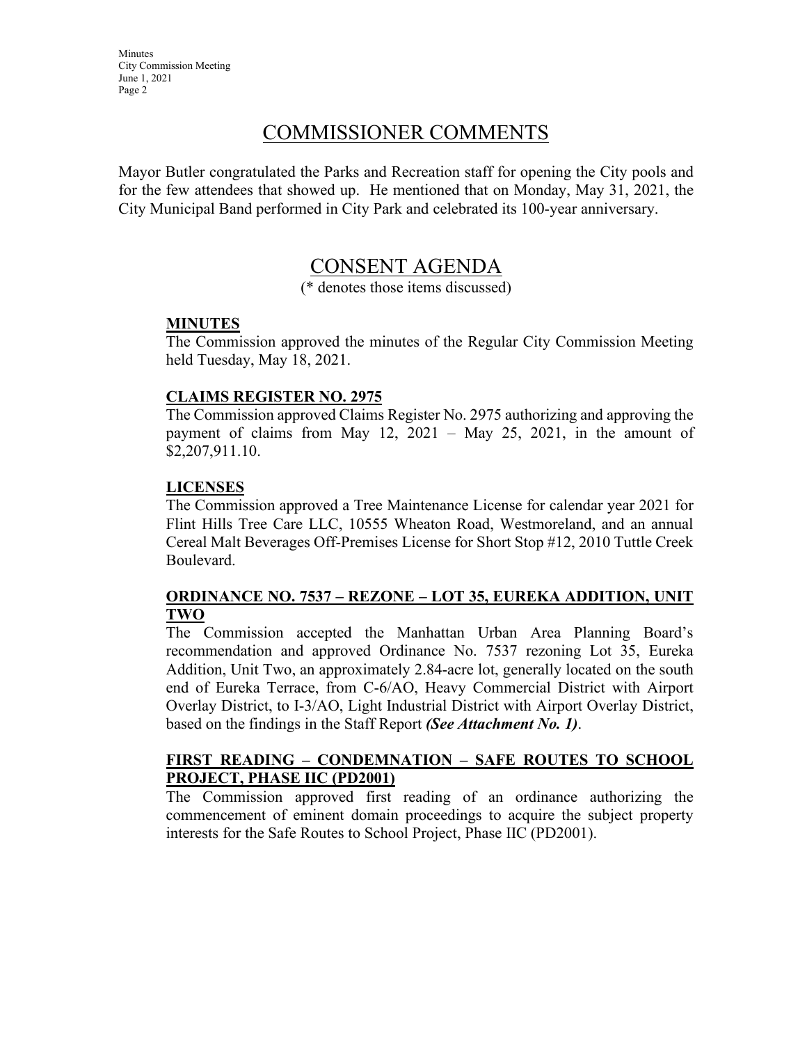# COMMISSIONER COMMENTS

Mayor Butler congratulated the Parks and Recreation staff for opening the City pools and for the few attendees that showed up. He mentioned that on Monday, May 31, 2021, the City Municipal Band performed in City Park and celebrated its 100-year anniversary.

# CONSENT AGENDA

(* denotes those items discussed)

**MINUTES**

The Commission approved the minutes of the Regular City Commission Meeting held Tuesday, May 18, 2021.

**CLAIMS REGISTER NO. 2975**

The Commission approved Claims Register No. 2975 authorizing and approving the payment of claims from May 12, 2021 – May 25, 2021, in the amount of $2,207,911.10.

**LICENSES**

The Commission approved a Tree Maintenance License for calendar year 2021 for Flint Hills Tree Care LLC, 10555 Wheaton Road, Westmoreland, and an annual Cereal Malt Beverages Off-Premises License for Short Stop #12, 2010 Tuttle Creek Boulevard.

**ORDINANCE NO. 7537 – REZONE – LOT 35, EUREKA ADDITION, UNIT TWO**

The Commission accepted the Manhattan Urban Area Planning Board's recommendation and approved Ordinance No. 7537 rezoning Lot 35, Eureka Addition, Unit Two, an approximately 2.84-acre lot, generally located on the south end of Eureka Terrace, from C-6/AO, Heavy Commercial District with Airport Overlay District, to I-3/AO, Light Industrial District with Airport Overlay District, based on the findings in the Staff Report ***(See Attachment No. 1)***.

**FIRST READING – CONDEMNATION – SAFE ROUTES TO SCHOOL PROJECT, PHASE IIC (PD2001)**

The Commission approved first reading of an ordinance authorizing the commencement of eminent domain proceedings to acquire the subject property interests for the Safe Routes to School Project, Phase IIC (PD2001).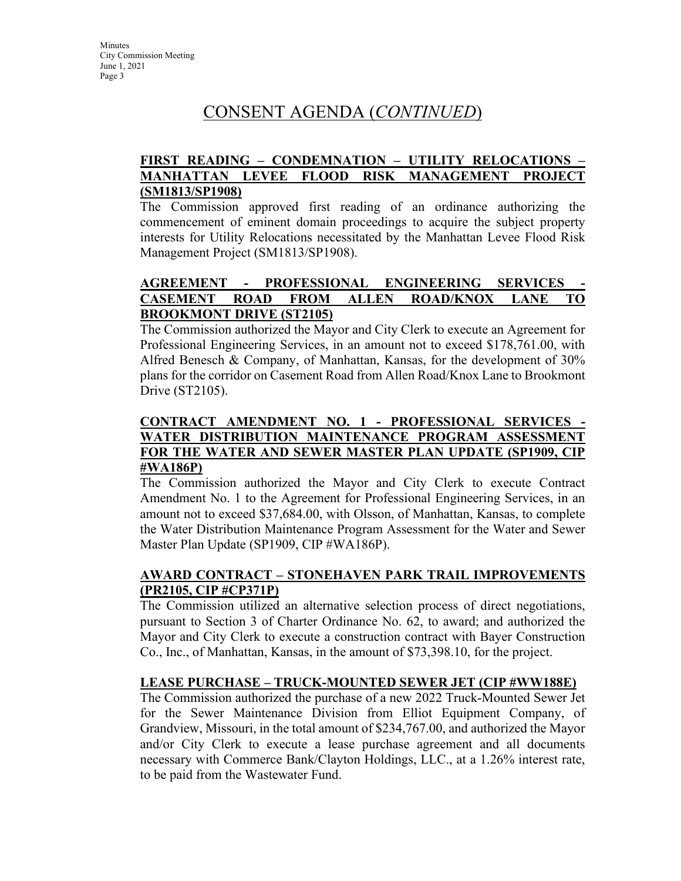# CONSENT AGENDA (*CONTINUED*)

**FIRST READING – CONDEMNATION – UTILITY RELOCATIONS – MANHATTAN LEVEE FLOOD RISK MANAGEMENT PROJECT (SM1813/SP1908)**

The Commission approved first reading of an ordinance authorizing the commencement of eminent domain proceedings to acquire the subject property interests for Utility Relocations necessitated by the Manhattan Levee Flood Risk Management Project (SM1813/SP1908).

**AGREEMENT - PROFESSIONAL ENGINEERING SERVICES - CASEMENT ROAD FROM ALLEN ROAD/KNOX LANE TO BROOKMONT DRIVE (ST2105)**

The Commission authorized the Mayor and City Clerk to execute an Agreement for Professional Engineering Services, in an amount not to exceed $178,761.00, with Alfred Benesch & Company, of Manhattan, Kansas, for the development of 30% plans for the corridor on Casement Road from Allen Road/Knox Lane to Brookmont Drive (ST2105).

**CONTRACT AMENDMENT NO. 1 - PROFESSIONAL SERVICES - WATER DISTRIBUTION MAINTENANCE PROGRAM ASSESSMENT FOR THE WATER AND SEWER MASTER PLAN UPDATE (SP1909, CIP #WA186P)**

The Commission authorized the Mayor and City Clerk to execute Contract Amendment No. 1 to the Agreement for Professional Engineering Services, in an amount not to exceed $37,684.00, with Olsson, of Manhattan, Kansas, to complete the Water Distribution Maintenance Program Assessment for the Water and Sewer Master Plan Update (SP1909, CIP #WA186P).

**AWARD CONTRACT – STONEHAVEN PARK TRAIL IMPROVEMENTS (PR2105, CIP #CP371P)**

The Commission utilized an alternative selection process of direct negotiations, pursuant to Section 3 of Charter Ordinance No. 62, to award; and authorized the Mayor and City Clerk to execute a construction contract with Bayer Construction Co., Inc., of Manhattan, Kansas, in the amount of $73,398.10, for the project.

**LEASE PURCHASE – TRUCK-MOUNTED SEWER JET (CIP #WW188E)**

The Commission authorized the purchase of a new 2022 Truck-Mounted Sewer Jet for the Sewer Maintenance Division from Elliot Equipment Company, of Grandview, Missouri, in the total amount of $234,767.00, and authorized the Mayor and/or City Clerk to execute a lease purchase agreement and all documents necessary with Commerce Bank/Clayton Holdings, LLC., at a 1.26% interest rate, to be paid from the Wastewater Fund.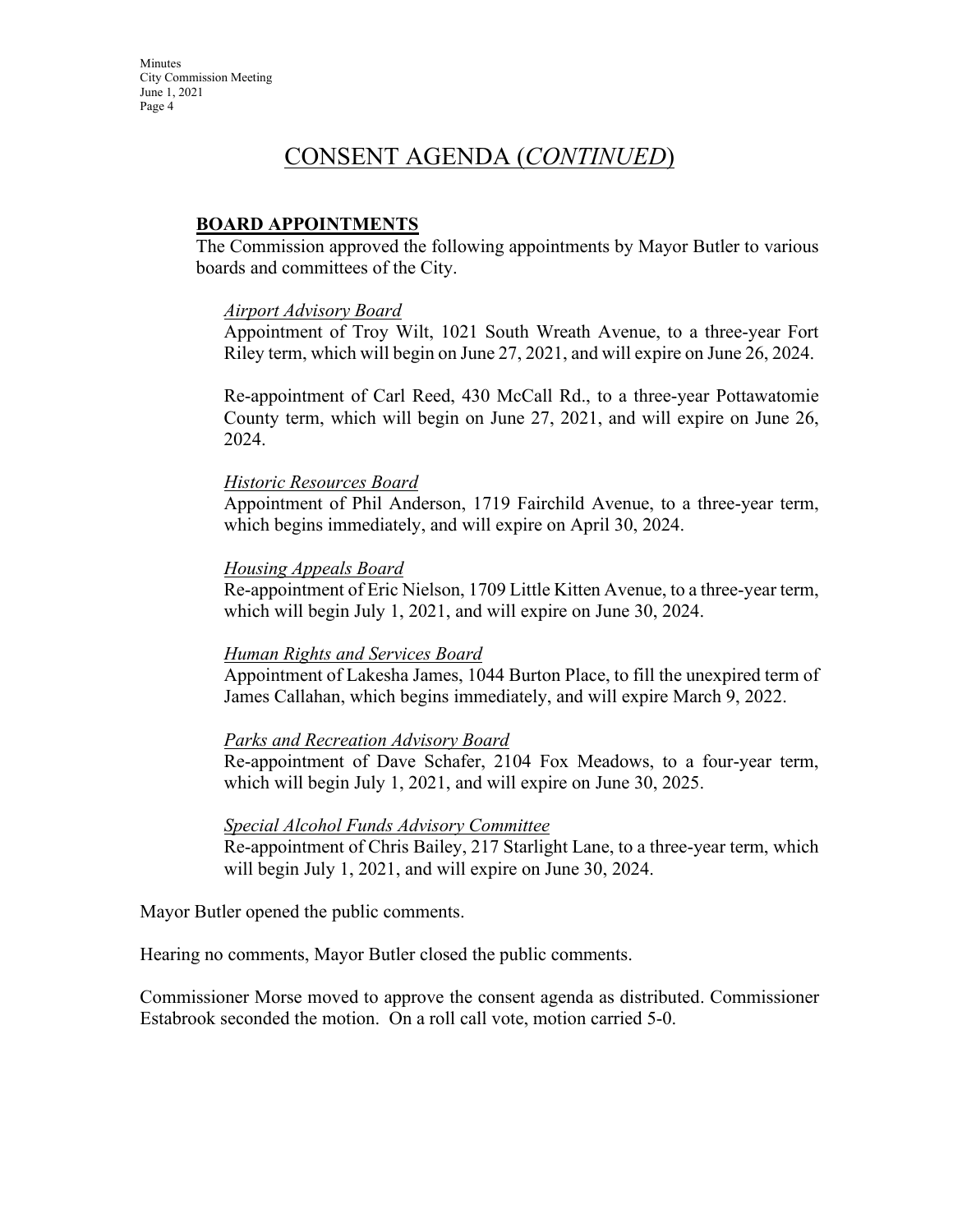# CONSENT AGENDA (*CONTINUED*)

**BOARD APPOINTMENTS**

The Commission approved the following appointments by Mayor Butler to various boards and committees of the City.

*Airport Advisory Board*

Appointment of Troy Wilt, 1021 South Wreath Avenue, to a three-year Fort Riley term, which will begin on June 27, 2021, and will expire on June 26, 2024.

Re-appointment of Carl Reed, 430 McCall Rd., to a three-year Pottawatomie County term, which will begin on June 27, 2021, and will expire on June 26, 2024.

*Historic Resources Board*

Appointment of Phil Anderson, 1719 Fairchild Avenue, to a three-year term, which begins immediately, and will expire on April 30, 2024.

*Housing Appeals Board*

Re-appointment of Eric Nielson, 1709 Little Kitten Avenue, to a three-year term, which will begin July 1, 2021, and will expire on June 30, 2024.

*Human Rights and Services Board*

Appointment of Lakesha James, 1044 Burton Place, to fill the unexpired term of James Callahan, which begins immediately, and will expire March 9, 2022.

*Parks and Recreation Advisory Board*

Re-appointment of Dave Schafer, 2104 Fox Meadows, to a four-year term, which will begin July 1, 2021, and will expire on June 30, 2025.

*Special Alcohol Funds Advisory Committee*

Re-appointment of Chris Bailey, 217 Starlight Lane, to a three-year term, which will begin July 1, 2021, and will expire on June 30, 2024.

Mayor Butler opened the public comments.

Hearing no comments, Mayor Butler closed the public comments.

Commissioner Morse moved to approve the consent agenda as distributed. Commissioner Estabrook seconded the motion. On a roll call vote, motion carried 5-0.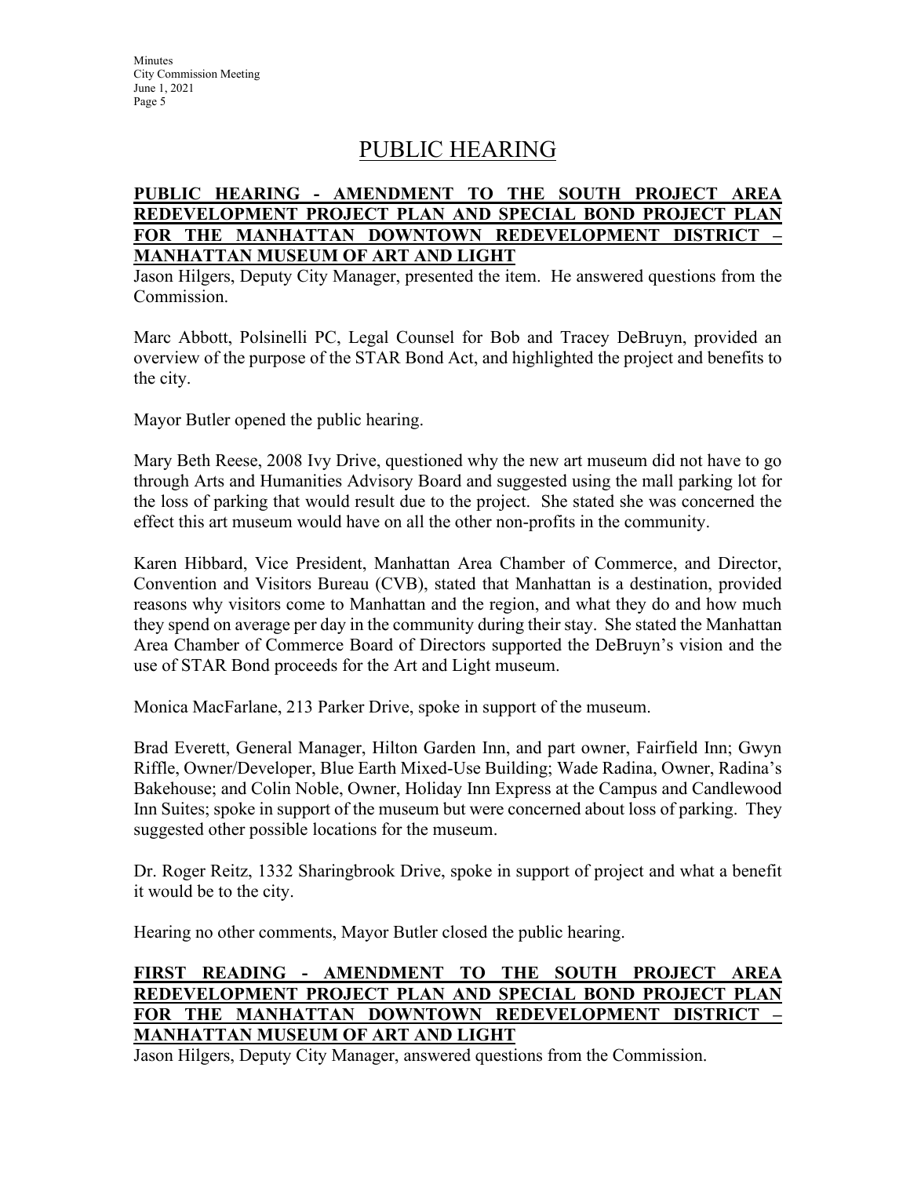# PUBLIC HEARING

**PUBLIC HEARING - AMENDMENT TO THE SOUTH PROJECT AREA REDEVELOPMENT PROJECT PLAN AND SPECIAL BOND PROJECT PLAN FOR THE MANHATTAN DOWNTOWN REDEVELOPMENT DISTRICT – MANHATTAN MUSEUM OF ART AND LIGHT**

Jason Hilgers, Deputy City Manager, presented the item. He answered questions from the Commission.

Marc Abbott, Polsinelli PC, Legal Counsel for Bob and Tracey DeBruyn, provided an overview of the purpose of the STAR Bond Act, and highlighted the project and benefits to the city.

Mayor Butler opened the public hearing.

Mary Beth Reese, 2008 Ivy Drive, questioned why the new art museum did not have to go through Arts and Humanities Advisory Board and suggested using the mall parking lot for the loss of parking that would result due to the project. She stated she was concerned the effect this art museum would have on all the other non-profits in the community.

Karen Hibbard, Vice President, Manhattan Area Chamber of Commerce, and Director, Convention and Visitors Bureau (CVB), stated that Manhattan is a destination, provided reasons why visitors come to Manhattan and the region, and what they do and how much they spend on average per day in the community during their stay. She stated the Manhattan Area Chamber of Commerce Board of Directors supported the DeBruyn's vision and the use of STAR Bond proceeds for the Art and Light museum.

Monica MacFarlane, 213 Parker Drive, spoke in support of the museum.

Brad Everett, General Manager, Hilton Garden Inn, and part owner, Fairfield Inn; Gwyn Riffle, Owner/Developer, Blue Earth Mixed-Use Building; Wade Radina, Owner, Radina's Bakehouse; and Colin Noble, Owner, Holiday Inn Express at the Campus and Candlewood Inn Suites; spoke in support of the museum but were concerned about loss of parking. They suggested other possible locations for the museum.

Dr. Roger Reitz, 1332 Sharingbrook Drive, spoke in support of project and what a benefit it would be to the city.

Hearing no other comments, Mayor Butler closed the public hearing.

**FIRST READING - AMENDMENT TO THE SOUTH PROJECT AREA REDEVELOPMENT PROJECT PLAN AND SPECIAL BOND PROJECT PLAN FOR THE MANHATTAN DOWNTOWN REDEVELOPMENT DISTRICT – MANHATTAN MUSEUM OF ART AND LIGHT**

Jason Hilgers, Deputy City Manager, answered questions from the Commission.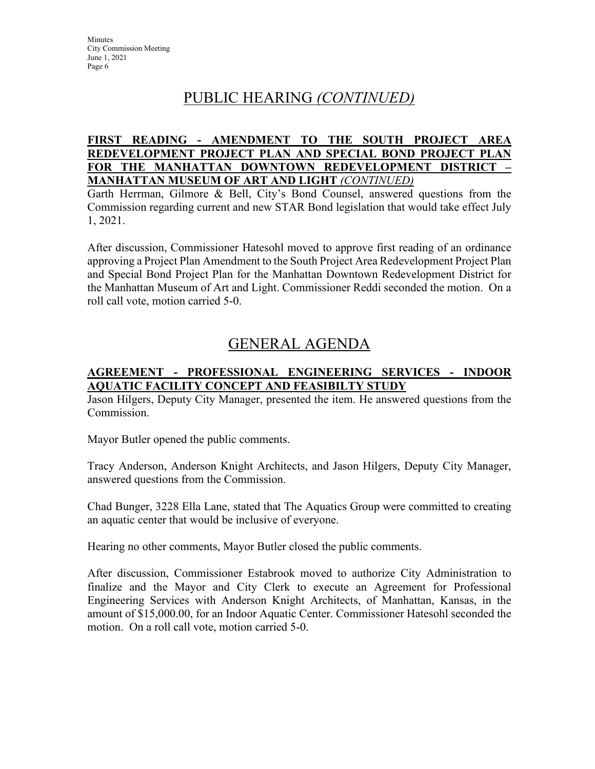# PUBLIC HEARING *(CONTINUED)*

**FIRST READING - AMENDMENT TO THE SOUTH PROJECT AREA REDEVELOPMENT PROJECT PLAN AND SPECIAL BOND PROJECT PLAN FOR THE MANHATTAN DOWNTOWN REDEVELOPMENT DISTRICT – MANHATTAN MUSEUM OF ART AND LIGHT** ***(CONTINUED)***

Garth Herrman, Gilmore & Bell, City's Bond Counsel, answered questions from the Commission regarding current and new STAR Bond legislation that would take effect July 1, 2021.

After discussion, Commissioner Hatesohl moved to approve first reading of an ordinance approving a Project Plan Amendment to the South Project Area Redevelopment Project Plan and Special Bond Project Plan for the Manhattan Downtown Redevelopment District for the Manhattan Museum of Art and Light. Commissioner Reddi seconded the motion. On a roll call vote, motion carried 5-0.

# GENERAL AGENDA

**AGREEMENT - PROFESSIONAL ENGINEERING SERVICES - INDOOR AQUATIC FACILITY CONCEPT AND FEASIBILTY STUDY**

Jason Hilgers, Deputy City Manager, presented the item. He answered questions from the Commission.

Mayor Butler opened the public comments.

Tracy Anderson, Anderson Knight Architects, and Jason Hilgers, Deputy City Manager, answered questions from the Commission.

Chad Bunger, 3228 Ella Lane, stated that The Aquatics Group were committed to creating an aquatic center that would be inclusive of everyone.

Hearing no other comments, Mayor Butler closed the public comments.

After discussion, Commissioner Estabrook moved to authorize City Administration to finalize and the Mayor and City Clerk to execute an Agreement for Professional Engineering Services with Anderson Knight Architects, of Manhattan, Kansas, in the amount of $15,000.00, for an Indoor Aquatic Center. Commissioner Hatesohl seconded the motion. On a roll call vote, motion carried 5-0.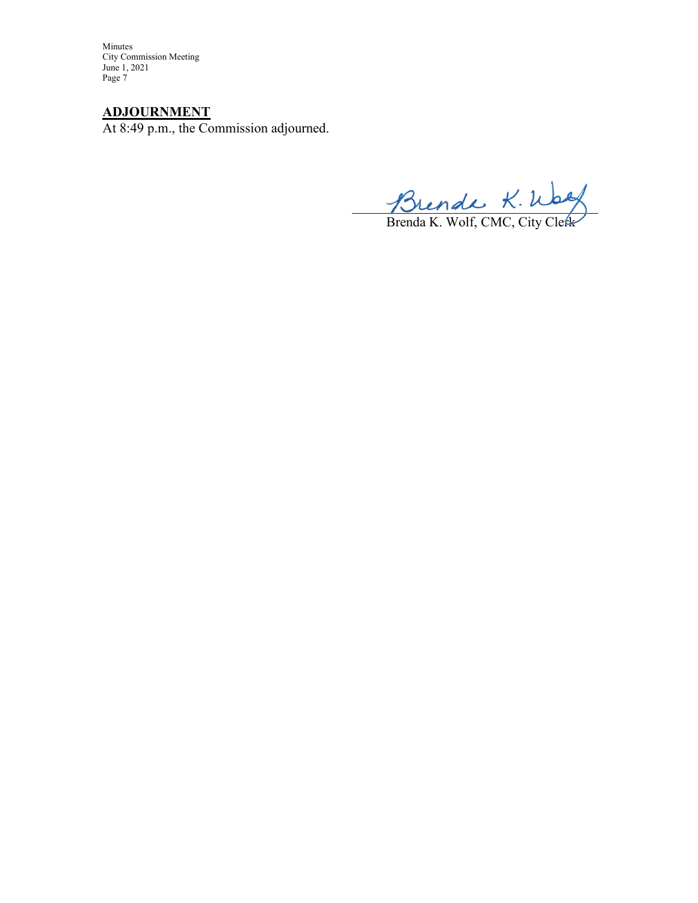## ADJOURNMENT

At 8:49 p.m., the Commission adjourned.

Brenda K. Wolf, CMC, City Clerk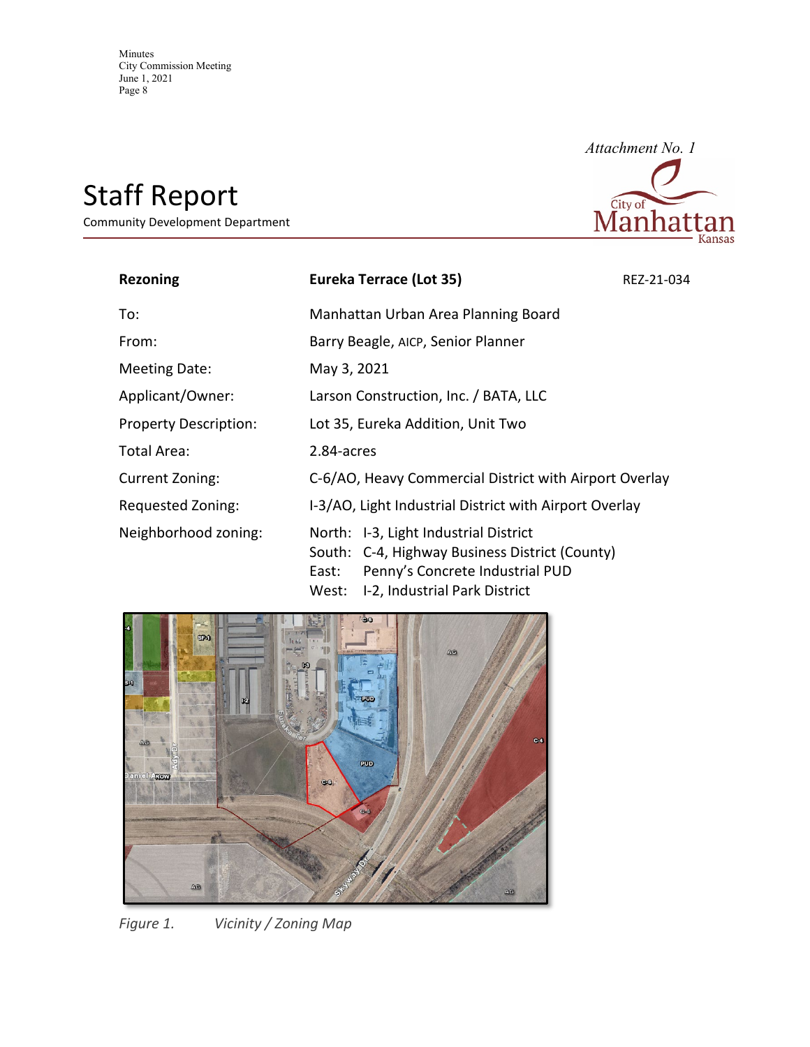Attachment No. 1

# Staff Report

Community Development Department

| Rezoning | Eureka Terrace (Lot 35) | REZ-21-034 |
|---|---|---|
| To: | Manhattan Urban Area Planning Board | |
| From: | Barry Beagle, AICP, Senior Planner | |
| Meeting Date: | May 3, 2021 | |
| Applicant/Owner: | Larson Construction, Inc. / BATA, LLC | |
| Property Description: | Lot 35, Eureka Addition, Unit Two | |
| Total Area: | 2.84-acres | |
| Current Zoning: | C-6/AO, Heavy Commercial District with Airport Overlay | |
| Requested Zoning: | I-3/AO, Light Industrial District with Airport Overlay | |
| Neighborhood zoning: | North: I-3, Light Industrial District<br>South: C-4, Highway Business District (County)<br>East: Penny's Concrete Industrial PUD<br>West: I-2, Industrial Park District | |

*Figure 1. Vicinity / Zoning Map*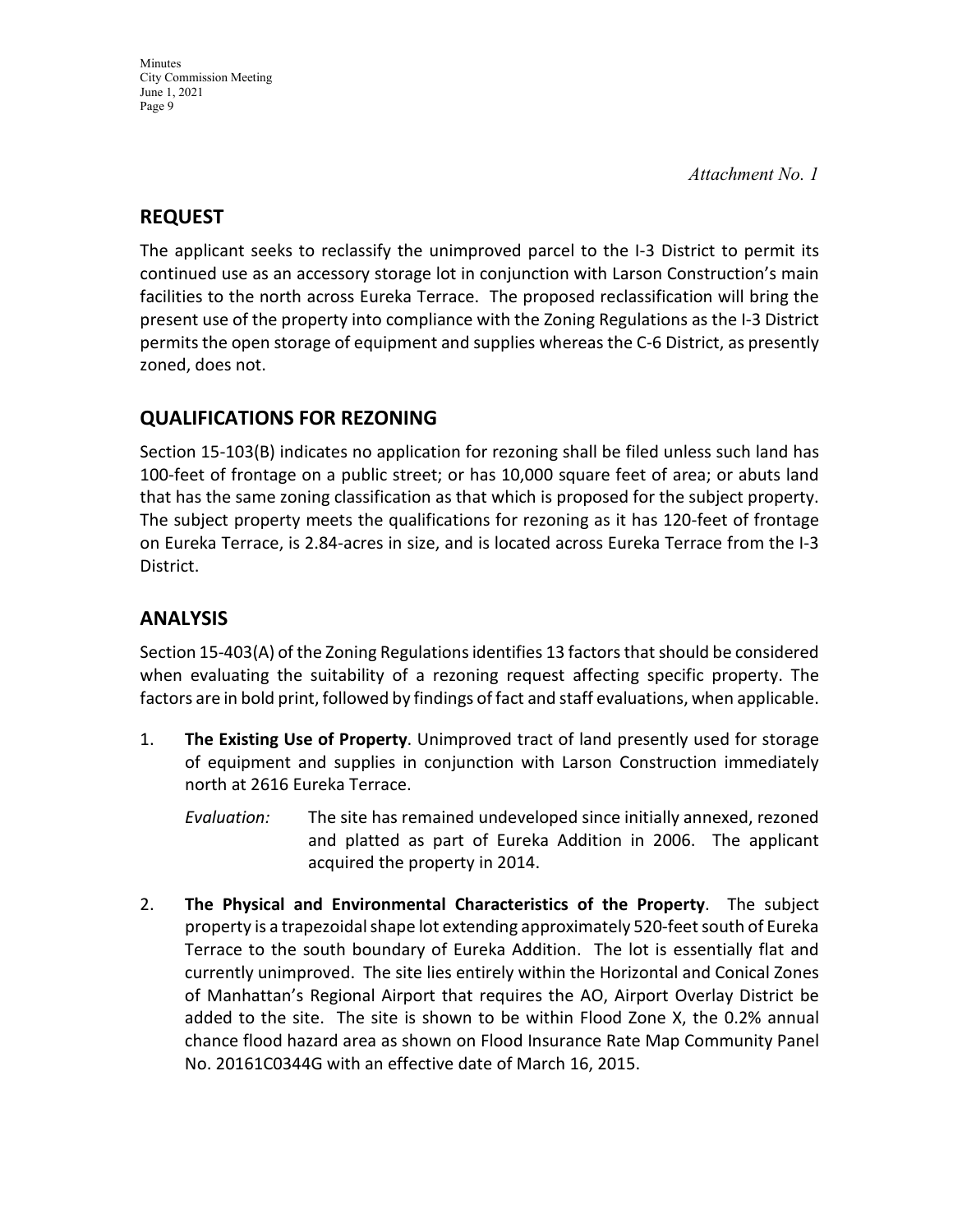*Attachment No. 1*

## REQUEST

The applicant seeks to reclassify the unimproved parcel to the I-3 District to permit its continued use as an accessory storage lot in conjunction with Larson Construction's main facilities to the north across Eureka Terrace. The proposed reclassification will bring the present use of the property into compliance with the Zoning Regulations as the I-3 District permits the open storage of equipment and supplies whereas the C-6 District, as presently zoned, does not.

## QUALIFICATIONS FOR REZONING

Section 15-103(B) indicates no application for rezoning shall be filed unless such land has 100-feet of frontage on a public street; or has 10,000 square feet of area; or abuts land that has the same zoning classification as that which is proposed for the subject property. The subject property meets the qualifications for rezoning as it has 120-feet of frontage on Eureka Terrace, is 2.84-acres in size, and is located across Eureka Terrace from the I-3 District.

## ANALYSIS

Section 15-403(A) of the Zoning Regulations identifies 13 factors that should be considered when evaluating the suitability of a rezoning request affecting specific property. The factors are in bold print, followed by findings of fact and staff evaluations, when applicable.

1. **The Existing Use of Property**. Unimproved tract of land presently used for storage of equipment and supplies in conjunction with Larson Construction immediately north at 2616 Eureka Terrace.

   *Evaluation:* The site has remained undeveloped since initially annexed, rezoned and platted as part of Eureka Addition in 2006. The applicant acquired the property in 2014.

2. **The Physical and Environmental Characteristics of the Property**. The subject property is a trapezoidal shape lot extending approximately 520-feet south of Eureka Terrace to the south boundary of Eureka Addition. The lot is essentially flat and currently unimproved. The site lies entirely within the Horizontal and Conical Zones of Manhattan's Regional Airport that requires the AO, Airport Overlay District be added to the site. The site is shown to be within Flood Zone X, the 0.2% annual chance flood hazard area as shown on Flood Insurance Rate Map Community Panel No. 20161C0344G with an effective date of March 16, 2015.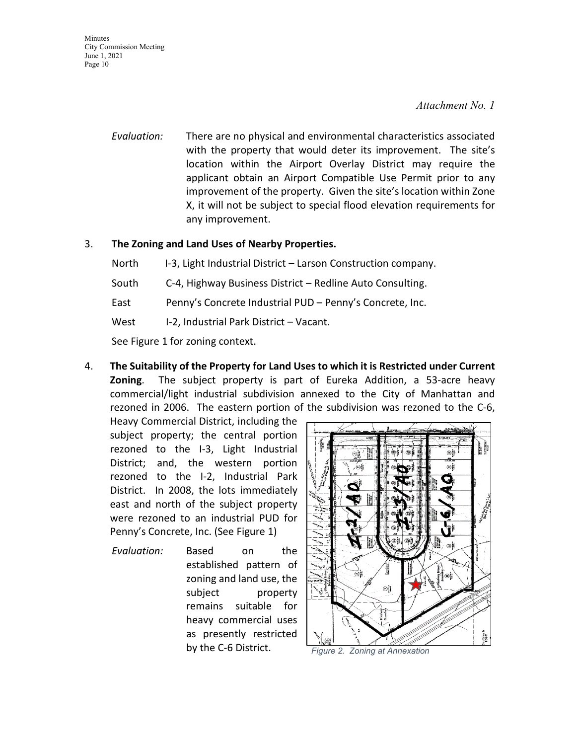*Attachment No. 1*

*Evaluation:* There are no physical and environmental characteristics associated with the property that would deter its improvement. The site's location within the Airport Overlay District may require the applicant obtain an Airport Compatible Use Permit prior to any improvement of the property. Given the site's location within Zone X, it will not be subject to special flood elevation requirements for any improvement.

3. **The Zoning and Land Uses of Nearby Properties.**

   North I-3, Light Industrial District – Larson Construction company.

   South C-4, Highway Business District – Redline Auto Consulting.

   East Penny's Concrete Industrial PUD – Penny's Concrete, Inc.

   West I-2, Industrial Park District – Vacant.

   See Figure 1 for zoning context.

4. **The Suitability of the Property for Land Uses to which it is Restricted under Current Zoning**. The subject property is part of Eureka Addition, a 53-acre heavy commercial/light industrial subdivision annexed to the City of Manhattan and rezoned in 2006. The eastern portion of the subdivision was rezoned to the C-6, Heavy Commercial District, including the subject property; the central portion rezoned to the I-3, Light Industrial District; and, the western portion rezoned to the I-2, Industrial Park District. In 2008, the lots immediately east and north of the subject property were rezoned to an industrial PUD for Penny's Concrete, Inc. (See Figure 1)

   *Evaluation:* Based on the established pattern of zoning and land use, the subject property remains suitable for heavy commercial uses as presently restricted by the C-6 District.

*Figure 2. Zoning at Annexation*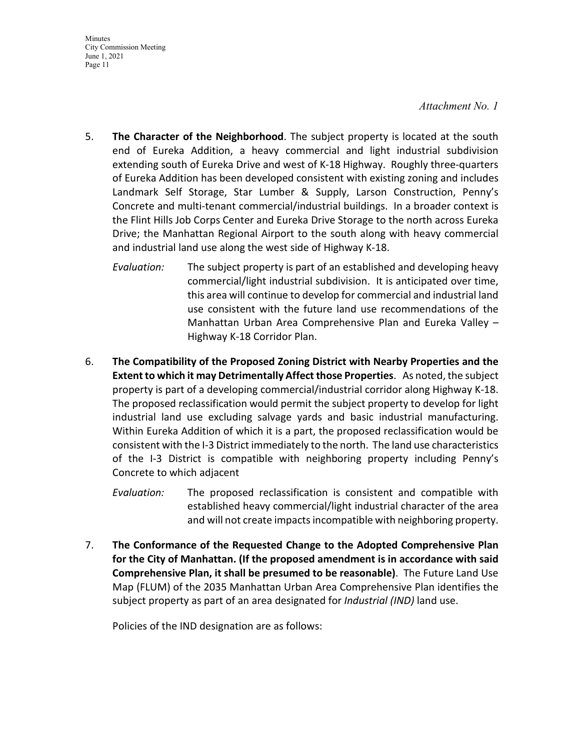*Attachment No. 1*

5. **The Character of the Neighborhood**. The subject property is located at the south end of Eureka Addition, a heavy commercial and light industrial subdivision extending south of Eureka Drive and west of K-18 Highway. Roughly three-quarters of Eureka Addition has been developed consistent with existing zoning and includes Landmark Self Storage, Star Lumber & Supply, Larson Construction, Penny's Concrete and multi-tenant commercial/industrial buildings. In a broader context is the Flint Hills Job Corps Center and Eureka Drive Storage to the north across Eureka Drive; the Manhattan Regional Airport to the south along with heavy commercial and industrial land use along the west side of Highway K-18.

   *Evaluation:* The subject property is part of an established and developing heavy commercial/light industrial subdivision. It is anticipated over time, this area will continue to develop for commercial and industrial land use consistent with the future land use recommendations of the Manhattan Urban Area Comprehensive Plan and Eureka Valley – Highway K-18 Corridor Plan.

6. **The Compatibility of the Proposed Zoning District with Nearby Properties and the Extent to which it may Detrimentally Affect those Properties**. As noted, the subject property is part of a developing commercial/industrial corridor along Highway K-18. The proposed reclassification would permit the subject property to develop for light industrial land use excluding salvage yards and basic industrial manufacturing. Within Eureka Addition of which it is a part, the proposed reclassification would be consistent with the I-3 District immediately to the north. The land use characteristics of the I-3 District is compatible with neighboring property including Penny's Concrete to which adjacent

   *Evaluation:* The proposed reclassification is consistent and compatible with established heavy commercial/light industrial character of the area and will not create impacts incompatible with neighboring property.

7. **The Conformance of the Requested Change to the Adopted Comprehensive Plan for the City of Manhattan. (If the proposed amendment is in accordance with said Comprehensive Plan, it shall be presumed to be reasonable)**. The Future Land Use Map (FLUM) of the 2035 Manhattan Urban Area Comprehensive Plan identifies the subject property as part of an area designated for *Industrial (IND)* land use.

   Policies of the IND designation are as follows: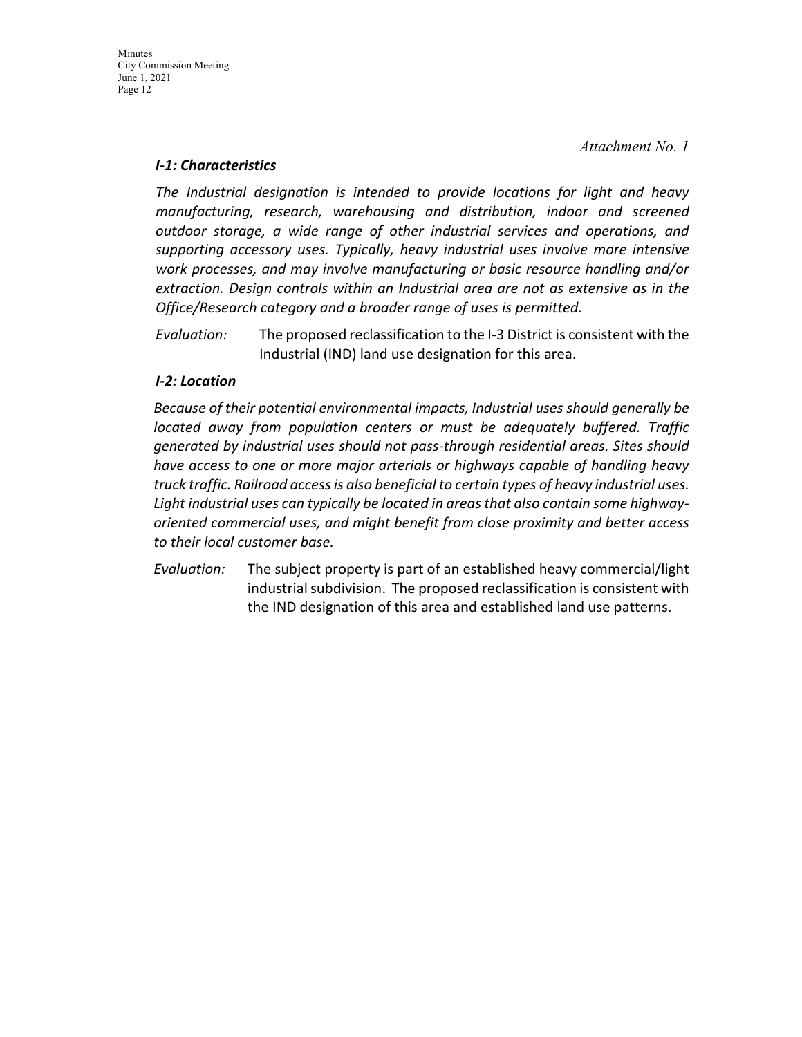*Attachment No. 1*

***I-1: Characteristics***

*The Industrial designation is intended to provide locations for light and heavy manufacturing, research, warehousing and distribution, indoor and screened outdoor storage, a wide range of other industrial services and operations, and supporting accessory uses. Typically, heavy industrial uses involve more intensive work processes, and may involve manufacturing or basic resource handling and/or extraction. Design controls within an Industrial area are not as extensive as in the Office/Research category and a broader range of uses is permitted.*

*Evaluation:* The proposed reclassification to the I-3 District is consistent with the Industrial (IND) land use designation for this area.

***I-2: Location***

*Because of their potential environmental impacts, Industrial uses should generally be located away from population centers or must be adequately buffered. Traffic generated by industrial uses should not pass-through residential areas. Sites should have access to one or more major arterials or highways capable of handling heavy truck traffic. Railroad access is also beneficial to certain types of heavy industrial uses. Light industrial uses can typically be located in areas that also contain some highway-oriented commercial uses, and might benefit from close proximity and better access to their local customer base.*

*Evaluation:* The subject property is part of an established heavy commercial/light industrial subdivision. The proposed reclassification is consistent with the IND designation of this area and established land use patterns.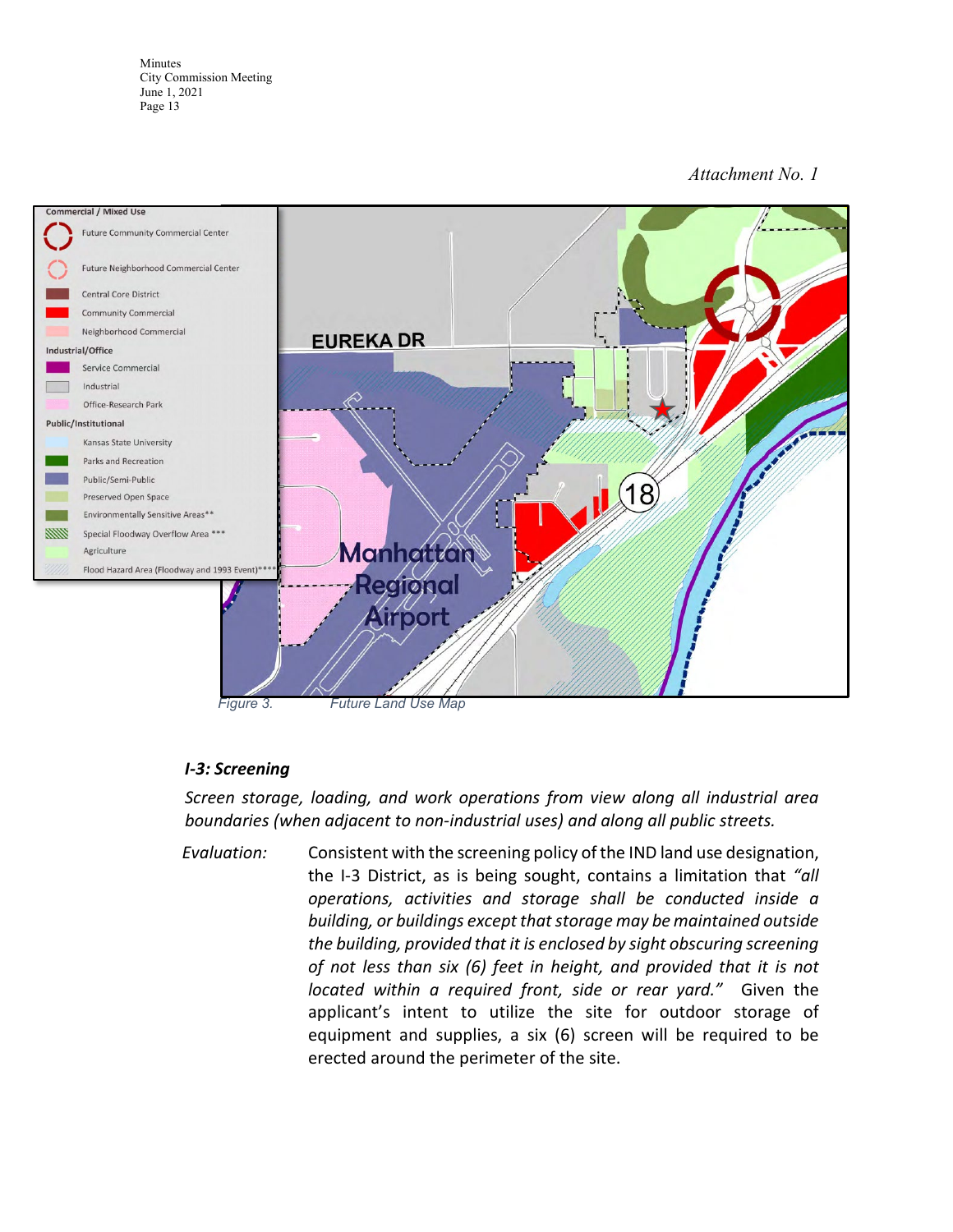*Attachment No. 1*

| Commercial / Mixed Use | |
|---|---|
| | Future Community Commercial Center |
| | Future Neighborhood Commercial Center |
| | Central Core District |
| | Community Commercial |
| | Neighborhood Commercial |
| **Industrial/Office** | |
| | Service Commercial |
| | Industrial |
| | Office-Research Park |
| **Public/Institutional** | |
| | Kansas State University |
| | Parks and Recreation |
| | Public/Semi-Public |
| | Preserved Open Space |
| | Environmentally Sensitive Areas** |
| | Special Floodway Overflow Area *** |
| | Agriculture |
| | Flood Hazard Area (Floodway and 1993 Event)**** |

EUREKA DR

18

Manhattan Regional Airport

*Figure 3. Future Land Use Map*

### *I-3: Screening*

*Screen storage, loading, and work operations from view along all industrial area boundaries (when adjacent to non-industrial uses) and along all public streets.*

*Evaluation:* Consistent with the screening policy of the IND land use designation, the I-3 District, as is being sought, contains a limitation that *"all operations, activities and storage shall be conducted inside a building, or buildings except that storage may be maintained outside the building, provided that it is enclosed by sight obscuring screening of not less than six (6) feet in height, and provided that it is not located within a required front, side or rear yard."* Given the applicant's intent to utilize the site for outdoor storage of equipment and supplies, a six (6) screen will be required to be erected around the perimeter of the site.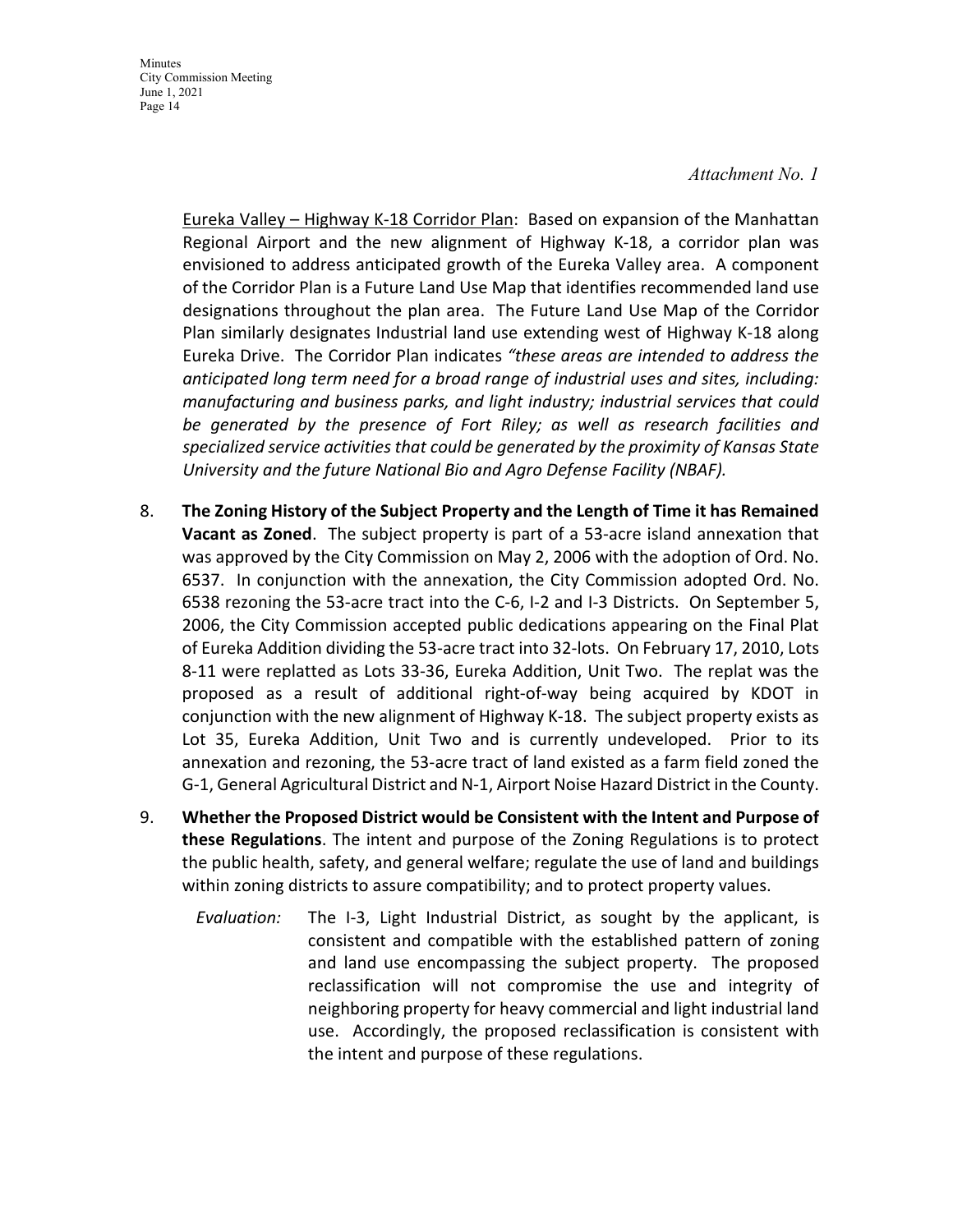*Attachment No. 1*

Eureka Valley – Highway K-18 Corridor Plan: Based on expansion of the Manhattan Regional Airport and the new alignment of Highway K-18, a corridor plan was envisioned to address anticipated growth of the Eureka Valley area. A component of the Corridor Plan is a Future Land Use Map that identifies recommended land use designations throughout the plan area. The Future Land Use Map of the Corridor Plan similarly designates Industrial land use extending west of Highway K-18 along Eureka Drive. The Corridor Plan indicates *"these areas are intended to address the anticipated long term need for a broad range of industrial uses and sites, including: manufacturing and business parks, and light industry; industrial services that could be generated by the presence of Fort Riley; as well as research facilities and specialized service activities that could be generated by the proximity of Kansas State University and the future National Bio and Agro Defense Facility (NBAF).*

8. **The Zoning History of the Subject Property and the Length of Time it has Remained Vacant as Zoned**. The subject property is part of a 53-acre island annexation that was approved by the City Commission on May 2, 2006 with the adoption of Ord. No. 6537. In conjunction with the annexation, the City Commission adopted Ord. No. 6538 rezoning the 53-acre tract into the C-6, I-2 and I-3 Districts. On September 5, 2006, the City Commission accepted public dedications appearing on the Final Plat of Eureka Addition dividing the 53-acre tract into 32-lots. On February 17, 2010, Lots 8-11 were replatted as Lots 33-36, Eureka Addition, Unit Two. The replat was the proposed as a result of additional right-of-way being acquired by KDOT in conjunction with the new alignment of Highway K-18. The subject property exists as Lot 35, Eureka Addition, Unit Two and is currently undeveloped. Prior to its annexation and rezoning, the 53-acre tract of land existed as a farm field zoned the G-1, General Agricultural District and N-1, Airport Noise Hazard District in the County.

9. **Whether the Proposed District would be Consistent with the Intent and Purpose of these Regulations**. The intent and purpose of the Zoning Regulations is to protect the public health, safety, and general welfare; regulate the use of land and buildings within zoning districts to assure compatibility; and to protect property values.

   *Evaluation:* The I-3, Light Industrial District, as sought by the applicant, is consistent and compatible with the established pattern of zoning and land use encompassing the subject property. The proposed reclassification will not compromise the use and integrity of neighboring property for heavy commercial and light industrial land use. Accordingly, the proposed reclassification is consistent with the intent and purpose of these regulations.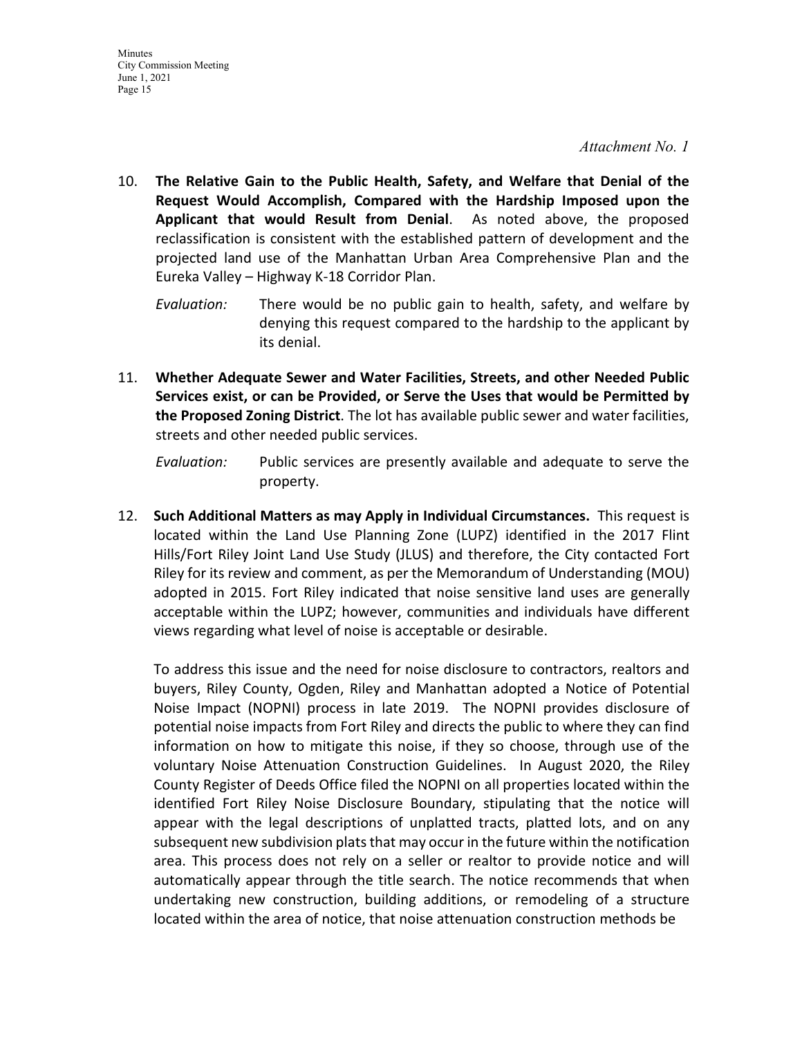*Attachment No. 1*

10. **The Relative Gain to the Public Health, Safety, and Welfare that Denial of the Request Would Accomplish, Compared with the Hardship Imposed upon the Applicant that would Result from Denial**. As noted above, the proposed reclassification is consistent with the established pattern of development and the projected land use of the Manhattan Urban Area Comprehensive Plan and the Eureka Valley – Highway K-18 Corridor Plan.

    *Evaluation:* There would be no public gain to health, safety, and welfare by denying this request compared to the hardship to the applicant by its denial.

11. **Whether Adequate Sewer and Water Facilities, Streets, and other Needed Public Services exist, or can be Provided, or Serve the Uses that would be Permitted by the Proposed Zoning District**. The lot has available public sewer and water facilities, streets and other needed public services.

    *Evaluation:* Public services are presently available and adequate to serve the property.

12. **Such Additional Matters as may Apply in Individual Circumstances.** This request is located within the Land Use Planning Zone (LUPZ) identified in the 2017 Flint Hills/Fort Riley Joint Land Use Study (JLUS) and therefore, the City contacted Fort Riley for its review and comment, as per the Memorandum of Understanding (MOU) adopted in 2015. Fort Riley indicated that noise sensitive land uses are generally acceptable within the LUPZ; however, communities and individuals have different views regarding what level of noise is acceptable or desirable.

    To address this issue and the need for noise disclosure to contractors, realtors and buyers, Riley County, Ogden, Riley and Manhattan adopted a Notice of Potential Noise Impact (NOPNI) process in late 2019. The NOPNI provides disclosure of potential noise impacts from Fort Riley and directs the public to where they can find information on how to mitigate this noise, if they so choose, through use of the voluntary Noise Attenuation Construction Guidelines. In August 2020, the Riley County Register of Deeds Office filed the NOPNI on all properties located within the identified Fort Riley Noise Disclosure Boundary, stipulating that the notice will appear with the legal descriptions of unplatted tracts, platted lots, and on any subsequent new subdivision plats that may occur in the future within the notification area. This process does not rely on a seller or realtor to provide notice and will automatically appear through the title search. The notice recommends that when undertaking new construction, building additions, or remodeling of a structure located within the area of notice, that noise attenuation construction methods be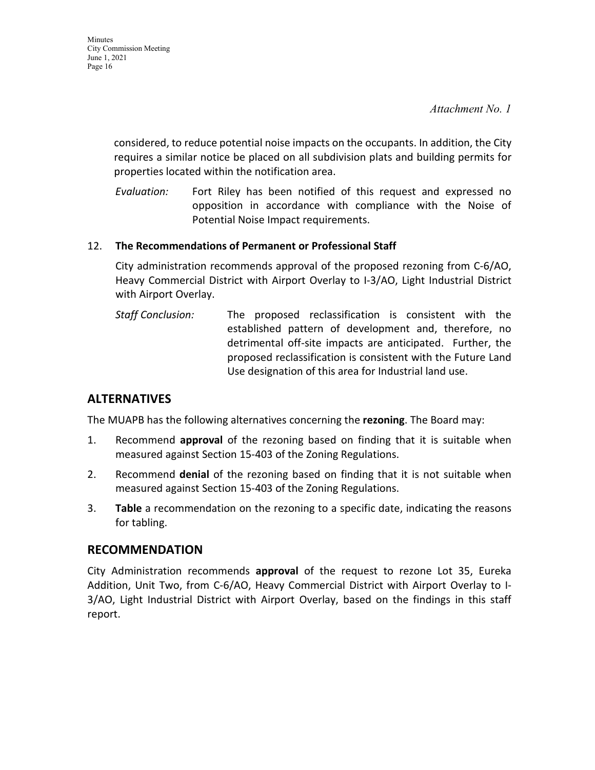*Attachment No. 1*

considered, to reduce potential noise impacts on the occupants. In addition, the City requires a similar notice be placed on all subdivision plats and building permits for properties located within the notification area.

*Evaluation:* Fort Riley has been notified of this request and expressed no opposition in accordance with compliance with the Noise of Potential Noise Impact requirements.

12. **The Recommendations of Permanent or Professional Staff**

City administration recommends approval of the proposed rezoning from C-6/AO, Heavy Commercial District with Airport Overlay to I-3/AO, Light Industrial District with Airport Overlay.

*Staff Conclusion:* The proposed reclassification is consistent with the established pattern of development and, therefore, no detrimental off-site impacts are anticipated. Further, the proposed reclassification is consistent with the Future Land Use designation of this area for Industrial land use.

## ALTERNATIVES

The MUAPB has the following alternatives concerning the **rezoning**. The Board may:

1. Recommend **approval** of the rezoning based on finding that it is suitable when measured against Section 15-403 of the Zoning Regulations.
2. Recommend **denial** of the rezoning based on finding that it is not suitable when measured against Section 15-403 of the Zoning Regulations.
3. **Table** a recommendation on the rezoning to a specific date, indicating the reasons for tabling.

## RECOMMENDATION

City Administration recommends **approval** of the request to rezone Lot 35, Eureka Addition, Unit Two, from C-6/AO, Heavy Commercial District with Airport Overlay to I-3/AO, Light Industrial District with Airport Overlay, based on the findings in this staff report.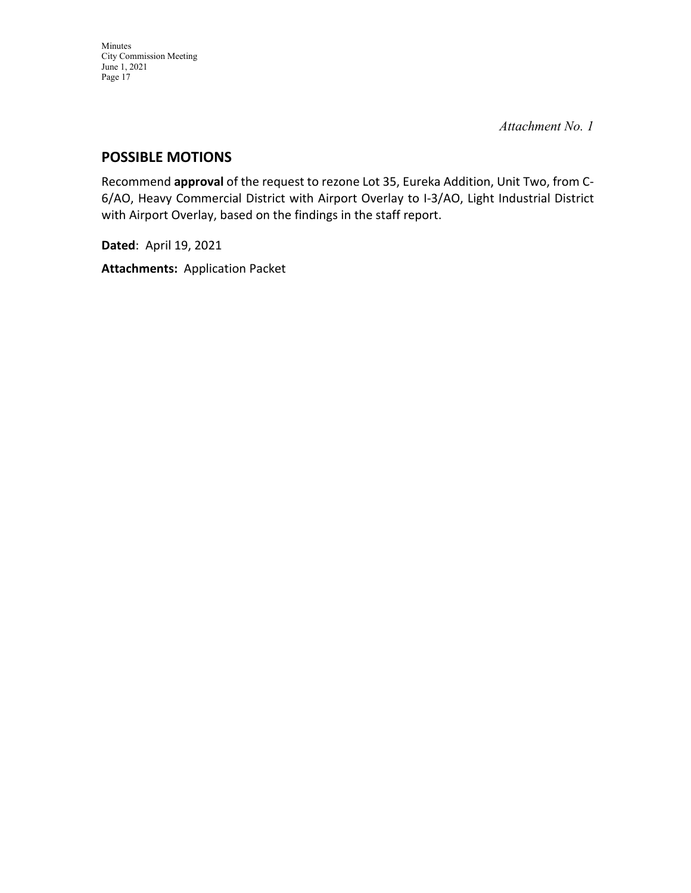*Attachment No. 1*

## POSSIBLE MOTIONS

Recommend **approval** of the request to rezone Lot 35, Eureka Addition, Unit Two, from C-6/AO, Heavy Commercial District with Airport Overlay to I-3/AO, Light Industrial District with Airport Overlay, based on the findings in the staff report.

**Dated**: April 19, 2021

**Attachments:** Application Packet